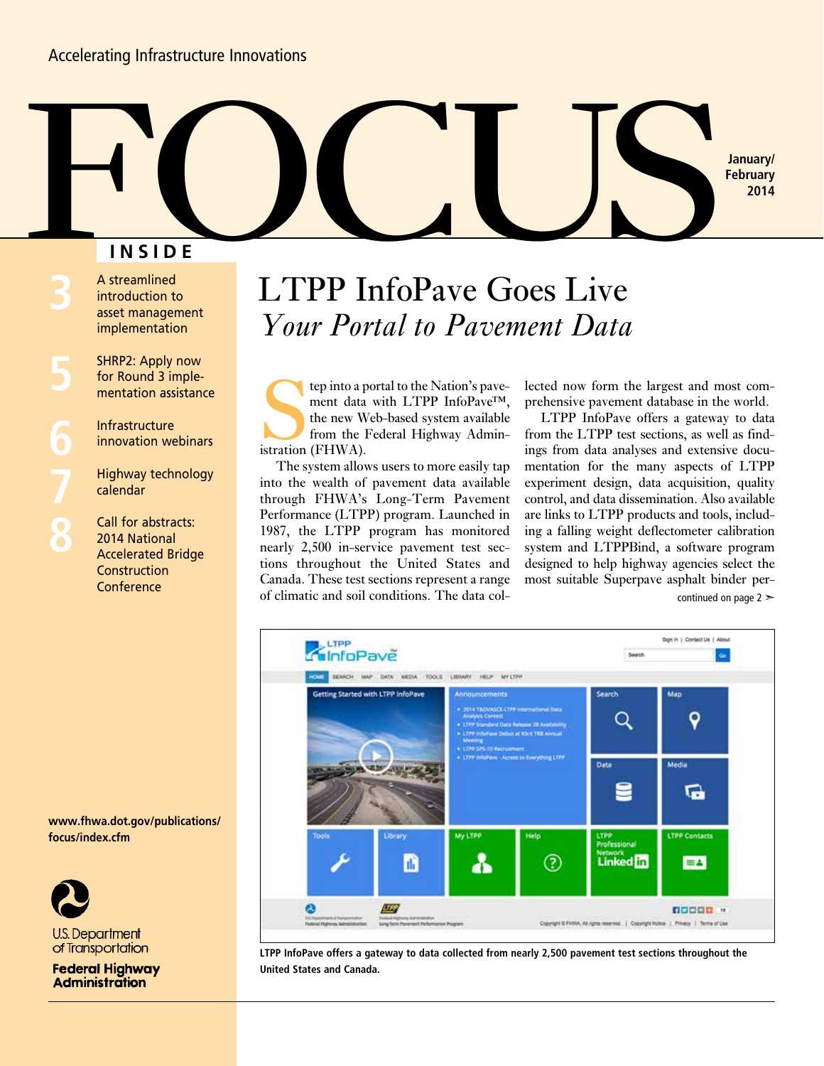Accelerating Infrastructure Innovations

# FOCUS

**January/February 2014**

## INSIDE

**3** A streamlined introduction to asset management implementation

**5** SHRP2: Apply now for Round 3 implementation assistance

**6** Infrastructure innovation webinars

**7** Highway technology calendar

**8** Call for abstracts: 2014 National Accelerated Bridge Construction Conference

**www.fhwa.dot.gov/publications/focus/index.cfm**

U.S. Department of Transportation

**Federal Highway Administration**

# LTPP InfoPave Goes Live

## *Your Portal to Pavement Data*

Step into a portal to the Nation's pavement data with LTPP InfoPave™, the new Web-based system available from the Federal Highway Administration (FHWA).

The system allows users to more easily tap into the wealth of pavement data available through FHWA's Long-Term Pavement Performance (LTPP) program. Launched in 1987, the LTPP program has monitored nearly 2,500 in-service pavement test sections throughout the United States and Canada. These test sections represent a range of climatic and soil conditions. The data collected now form the largest and most comprehensive pavement database in the world.

LTPP InfoPave offers a gateway to data from the LTPP test sections, as well as findings from data analyses and extensive documentation for the many aspects of LTPP experiment design, data acquisition, quality control, and data dissemination. Also available are links to LTPP products and tools, including a falling weight deflectometer calibration system and LTPPBind, a software program designed to help highway agencies select the most suitable Superpave asphalt binder per-

continued on page 2 ➢

**LTPP InfoPave offers a gateway to data collected from nearly 2,500 pavement test sections throughout the United States and Canada.**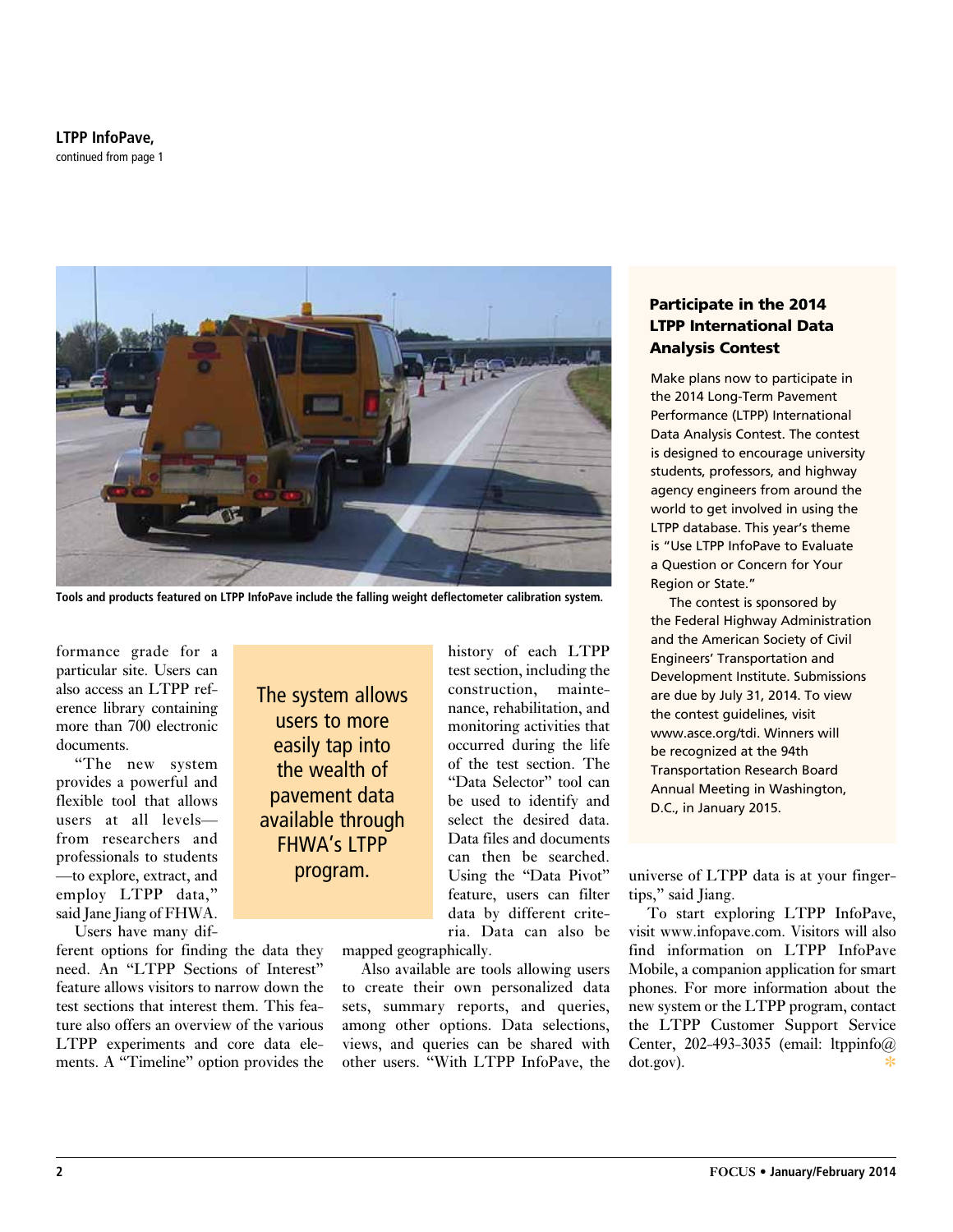**LTPP InfoPave,**
continued from page 1

Tools and products featured on LTPP InfoPave include the falling weight deflectometer calibration system.

formance grade for a particular site. Users can also access an LTPP reference library containing more than 700 electronic documents.

"The new system provides a powerful and flexible tool that allows users at all levels—from researchers and professionals to students—to explore, extract, and employ LTPP data," said Jane Jiang of FHWA.

> The system allows users to more easily tap into the wealth of pavement data available through FHWA's LTPP program.

Users have many different options for finding the data they need. An "LTPP Sections of Interest" feature allows visitors to narrow down the test sections that interest them. This feature also offers an overview of the various LTPP experiments and core data elements. A "Timeline" option provides the history of each LTPP test section, including the construction, maintenance, rehabilitation, and monitoring activities that occurred during the life of the test section. The "Data Selector" tool can be used to identify and select the desired data. Data files and documents can then be searched. Using the "Data Pivot" feature, users can filter data by different criteria. Data can also be mapped geographically.

Also available are tools allowing users to create their own personalized data sets, summary reports, and queries, among other options. Data selections, views, and queries can be shared with other users. "With LTPP InfoPave, the universe of LTPP data is at your fingertips," said Jiang.

To start exploring LTPP InfoPave, visit www.infopave.com. Visitors will also find information on LTPP InfoPave Mobile, a companion application for smart phones. For more information about the new system or the LTPP program, contact the LTPP Customer Support Service Center, 202-493-3035 (email: ltppinfo@dot.gov).

### Participate in the 2014 LTPP International Data Analysis Contest

Make plans now to participate in the 2014 Long-Term Pavement Performance (LTPP) International Data Analysis Contest. The contest is designed to encourage university students, professors, and highway agency engineers from around the world to get involved in using the LTPP database. This year's theme is "Use LTPP InfoPave to Evaluate a Question or Concern for Your Region or State."

The contest is sponsored by the Federal Highway Administration and the American Society of Civil Engineers' Transportation and Development Institute. Submissions are due by July 31, 2014. To view the contest guidelines, visit www.asce.org/tdi. Winners will be recognized at the 94th Transportation Research Board Annual Meeting in Washington, D.C., in January 2015.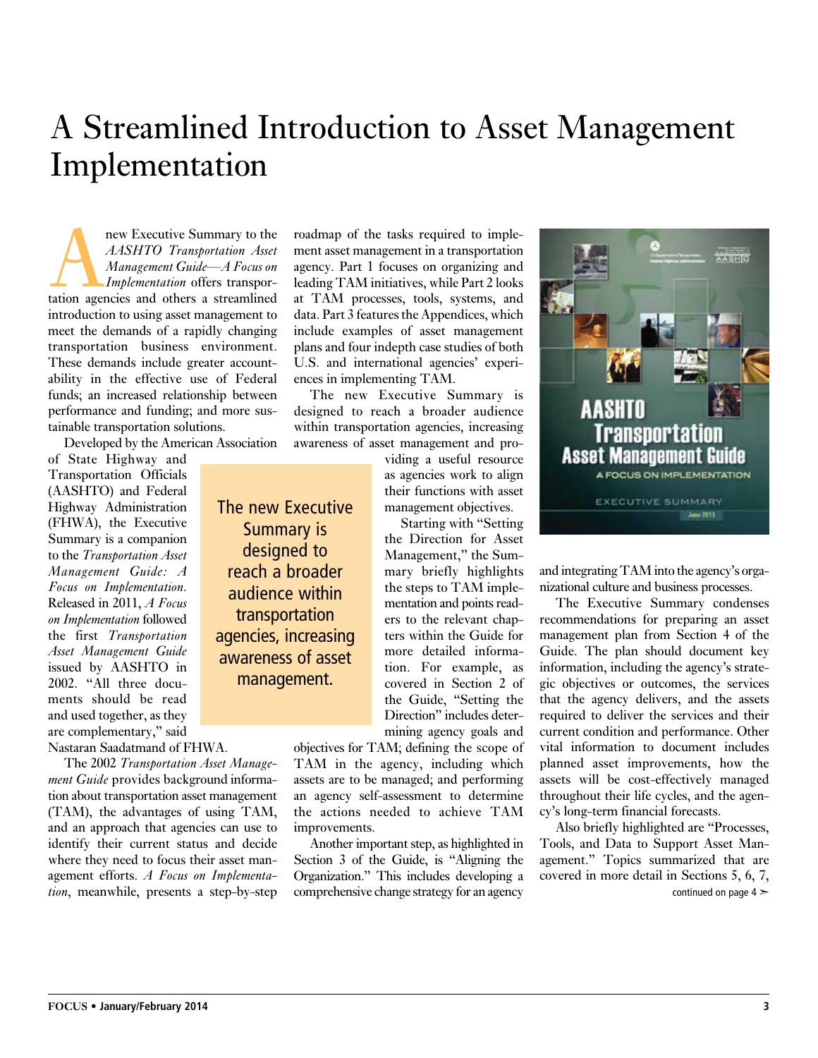# A Streamlined Introduction to Asset Management Implementation

A new Executive Summary to the *AASHTO Transportation Asset Management Guide—A Focus on Implementation* offers transportation agencies and others a streamlined introduction to using asset management to meet the demands of a rapidly changing transportation business environment. These demands include greater accountability in the effective use of Federal funds; an increased relationship between performance and funding; and more sustainable transportation solutions.

Developed by the American Association of State Highway and Transportation Officials (AASHTO) and Federal Highway Administration (FHWA), the Executive Summary is a companion to the *Transportation Asset Management Guide: A Focus on Implementation*. Released in 2011, *A Focus on Implementation* followed the first *Transportation Asset Management Guide* issued by AASHTO in 2002. "All three documents should be read and used together, as they are complementary," said Nastaran Saadatmand of FHWA.

The 2002 *Transportation Asset Management Guide* provides background information about transportation asset management (TAM), the advantages of using TAM, and an approach that agencies can use to identify their current status and decide where they need to focus their asset management efforts. *A Focus on Implementation*, meanwhile, presents a step-by-step roadmap of the tasks required to implement asset management in a transportation agency. Part 1 focuses on organizing and leading TAM initiatives, while Part 2 looks at TAM processes, tools, systems, and data. Part 3 features the Appendices, which include examples of asset management plans and four indepth case studies of both U.S. and international agencies' experiences in implementing TAM.

The new Executive Summary is designed to reach a broader audience within transportation agencies, increasing awareness of asset management and providing a useful resource as agencies work to align their functions with asset management objectives.

> The new Executive Summary is designed to reach a broader audience within transportation agencies, increasing awareness of asset management.

Starting with "Setting the Direction for Asset Management," the Summary briefly highlights the steps to TAM implementation and points readers to the relevant chapters within the Guide for more detailed information. For example, as covered in Section 2 of the Guide, "Setting the Direction" includes determining agency goals and objectives for TAM; defining the scope of TAM in the agency, including which assets are to be managed; and performing an agency self-assessment to determine the actions needed to achieve TAM improvements.

Another important step, as highlighted in Section 3 of the Guide, is "Aligning the Organization." This includes developing a comprehensive change strategy for an agency and integrating TAM into the agency's organizational culture and business processes.

The Executive Summary condenses recommendations for preparing an asset management plan from Section 4 of the Guide. The plan should document key information, including the agency's strategic objectives or outcomes, the services that the agency delivers, and the assets required to deliver the services and their current condition and performance. Other vital information to document includes planned asset improvements, how the assets will be cost-effectively managed throughout their life cycles, and the agency's long-term financial forecasts.

Also briefly highlighted are "Processes, Tools, and Data to Support Asset Management." Topics summarized that are covered in more detail in Sections 5, 6, 7,

continued on page 4 ➢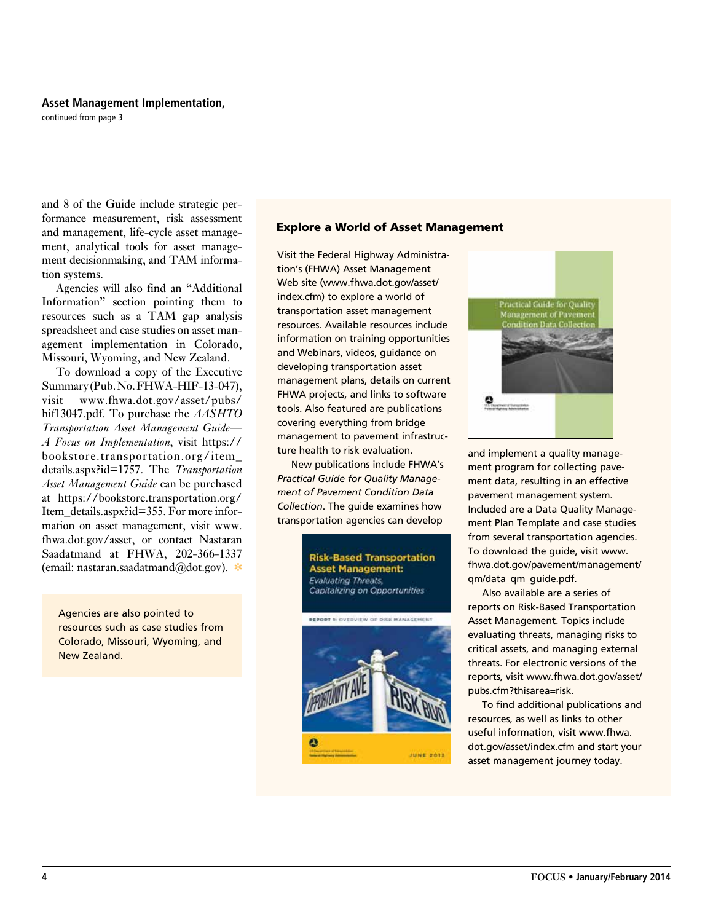**Asset Management Implementation,**
continued from page 3

and 8 of the Guide include strategic performance measurement, risk assessment and management, life-cycle asset management, analytical tools for asset management decisionmaking, and TAM information systems.

Agencies will also find an "Additional Information" section pointing them to resources such as a TAM gap analysis spreadsheet and case studies on asset management implementation in Colorado, Missouri, Wyoming, and New Zealand.

To download a copy of the Executive Summary (Pub. No. FHWA-HIF-13-047), visit www.fhwa.dot.gov/asset/pubs/hif13047.pdf. To purchase the *AASHTO Transportation Asset Management Guide—A Focus on Implementation*, visit https://bookstore.transportation.org/item_details.aspx?id=1757. The *Transportation Asset Management Guide* can be purchased at https://bookstore.transportation.org/Item_details.aspx?id=355. For more information on asset management, visit www.fhwa.dot.gov/asset, or contact Nastaran Saadatmand at FHWA, 202-366-1337 (email: nastaran.saadatmand@dot.gov).

> Agencies are also pointed to resources such as case studies from Colorado, Missouri, Wyoming, and New Zealand.

### Explore a World of Asset Management

Visit the Federal Highway Administration's (FHWA) Asset Management Web site (www.fhwa.dot.gov/asset/index.cfm) to explore a world of transportation asset management resources. Available resources include information on training opportunities and Webinars, videos, guidance on developing transportation asset management plans, details on current FHWA projects, and links to software tools. Also featured are publications covering everything from bridge management to pavement infrastructure health to risk evaluation.

New publications include FHWA's *Practical Guide for Quality Management of Pavement Condition Data Collection*. The guide examines how transportation agencies can develop and implement a quality management program for collecting pavement data, resulting in an effective pavement management system. Included are a Data Quality Management Plan Template and case studies from several transportation agencies. To download the guide, visit www.fhwa.dot.gov/pavement/management/qm/data_qm_guide.pdf.

Also available are a series of reports on Risk-Based Transportation Asset Management. Topics include evaluating threats, managing risks to critical assets, and managing external threats. For electronic versions of the reports, visit www.fhwa.dot.gov/asset/pubs.cfm?thisarea=risk.

To find additional publications and resources, as well as links to other useful information, visit www.fhwa.dot.gov/asset/index.cfm and start your asset management journey today.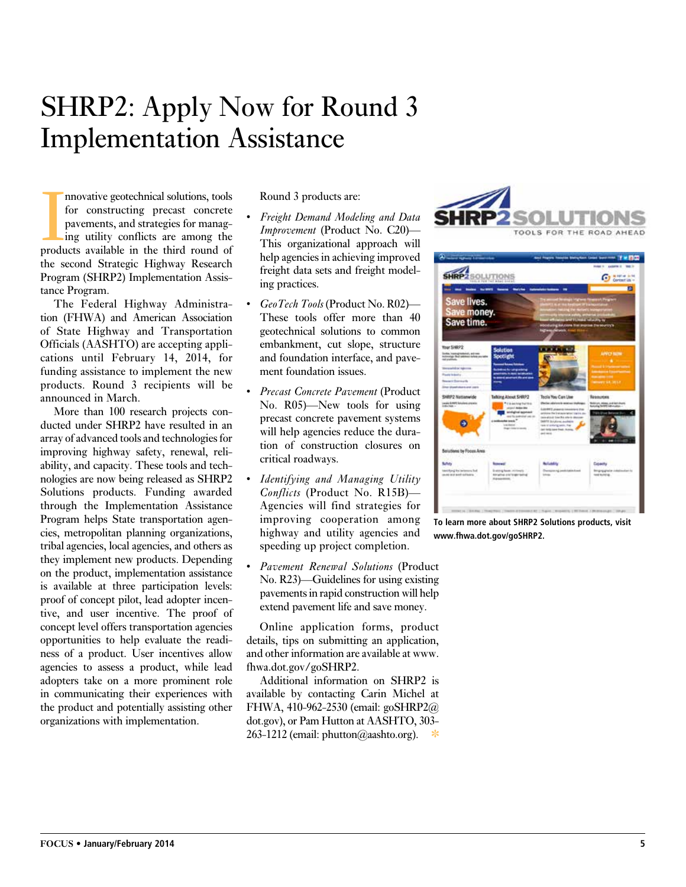# SHRP2: Apply Now for Round 3 Implementation Assistance

Innovative geotechnical solutions, tools for constructing precast concrete pavements, and strategies for managing utility conflicts are among the products available in the third round of the second Strategic Highway Research Program (SHRP2) Implementation Assistance Program.

The Federal Highway Administration (FHWA) and American Association of State Highway and Transportation Officials (AASHTO) are accepting applications until February 14, 2014, for funding assistance to implement the new products. Round 3 recipients will be announced in March.

More than 100 research projects conducted under SHRP2 have resulted in an array of advanced tools and technologies for improving highway safety, renewal, reliability, and capacity. These tools and technologies are now being released as SHRP2 Solutions products. Funding awarded through the Implementation Assistance Program helps State transportation agencies, metropolitan planning organizations, tribal agencies, local agencies, and others as they implement new products. Depending on the product, implementation assistance is available at three participation levels: proof of concept pilot, lead adopter incentive, and user incentive. The proof of concept level offers transportation agencies opportunities to help evaluate the readiness of a product. User incentives allow agencies to assess a product, while lead adopters take on a more prominent role in communicating their experiences with the product and potentially assisting other organizations with implementation.

Round 3 products are:

- *Freight Demand Modeling and Data Improvement* (Product No. C20)—This organizational approach will help agencies in achieving improved freight data sets and freight modeling practices.
- *GeoTech Tools* (Product No. R02)—These tools offer more than 40 geotechnical solutions to common embankment, cut slope, structure and foundation interface, and pavement foundation issues.
- *Precast Concrete Pavement* (Product No. R05)—New tools for using precast concrete pavement systems will help agencies reduce the duration of construction closures on critical roadways.
- *Identifying and Managing Utility Conflicts* (Product No. R15B)—Agencies will find strategies for improving cooperation among highway and utility agencies and speeding up project completion.
- *Pavement Renewal Solutions* (Product No. R23)—Guidelines for using existing pavements in rapid construction will help extend pavement life and save money.

Online application forms, product details, tips on submitting an application, and other information are available at www.fhwa.dot.gov/goSHRP2.

Additional information on SHRP2 is available by contacting Carin Michel at FHWA, 410-962-2530 (email: goSHRP2@dot.gov), or Pam Hutton at AASHTO, 303-263-1212 (email: phutton@aashto.org).

**To learn more about SHRP2 Solutions products, visit www.fhwa.dot.gov/goSHRP2.**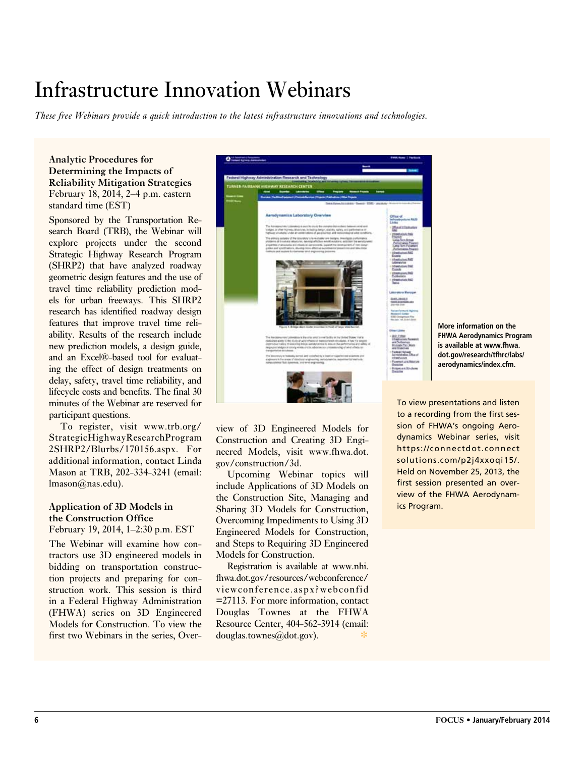# Infrastructure Innovation Webinars

*These free Webinars provide a quick introduction to the latest infrastructure innovations and technologies.*

**Analytic Procedures for Determining the Impacts of Reliability Mitigation Strategies**
February 18, 2014, 2–4 p.m. eastern standard time (EST)

Sponsored by the Transportation Research Board (TRB), the Webinar will explore projects under the second Strategic Highway Research Program (SHRP2) that have analyzed roadway geometric design features and the use of travel time reliability prediction models for urban freeways. This SHRP2 research has identified roadway design features that improve travel time reliability. Results of the research include new prediction models, a design guide, and an Excel®-based tool for evaluating the effect of design treatments on delay, safety, travel time reliability, and lifecycle costs and benefits. The final 30 minutes of the Webinar are reserved for participant questions.

To register, visit www.trb.org/StrategicHighwayResearchProgram2SHRP2/Blurbs/170156.aspx. For additional information, contact Linda Mason at TRB, 202-334-3241 (email: lmason@nas.edu).

**Application of 3D Models in the Construction Office**
February 19, 2014, 1–2:30 p.m. EST

The Webinar will examine how contractors use 3D engineered models in bidding on transportation construction projects and preparing for construction work. This session is third in a Federal Highway Administration (FHWA) series on 3D Engineered Models for Construction. To view the first two Webinars in the series, Overview of 3D Engineered Models for Construction and Creating 3D Engineered Models, visit www.fhwa.dot.gov/construction/3d.

Upcoming Webinar topics will include Applications of 3D Models on the Construction Site, Managing and Sharing 3D Models for Construction, Overcoming Impediments to Using 3D Engineered Models for Construction, and Steps to Requiring 3D Engineered Models for Construction.

Registration is available at www.nhi.fhwa.dot.gov/resources/webconference/viewconference.aspx?webconfid=27113. For more information, contact Douglas Townes at the FHWA Resource Center, 404-562-3914 (email: douglas.townes@dot.gov).

**More information on the FHWA Aerodynamics Program is available at www.fhwa.dot.gov/research/tfhrc/labs/aerodynamics/index.cfm.**

To view presentations and listen to a recording from the first session of FHWA's ongoing Aerodynamics Webinar series, visit https://connectdot.connectsolutions.com/p2j4xxoqi15/. Held on November 25, 2013, the first session presented an overview of the FHWA Aerodynamics Program.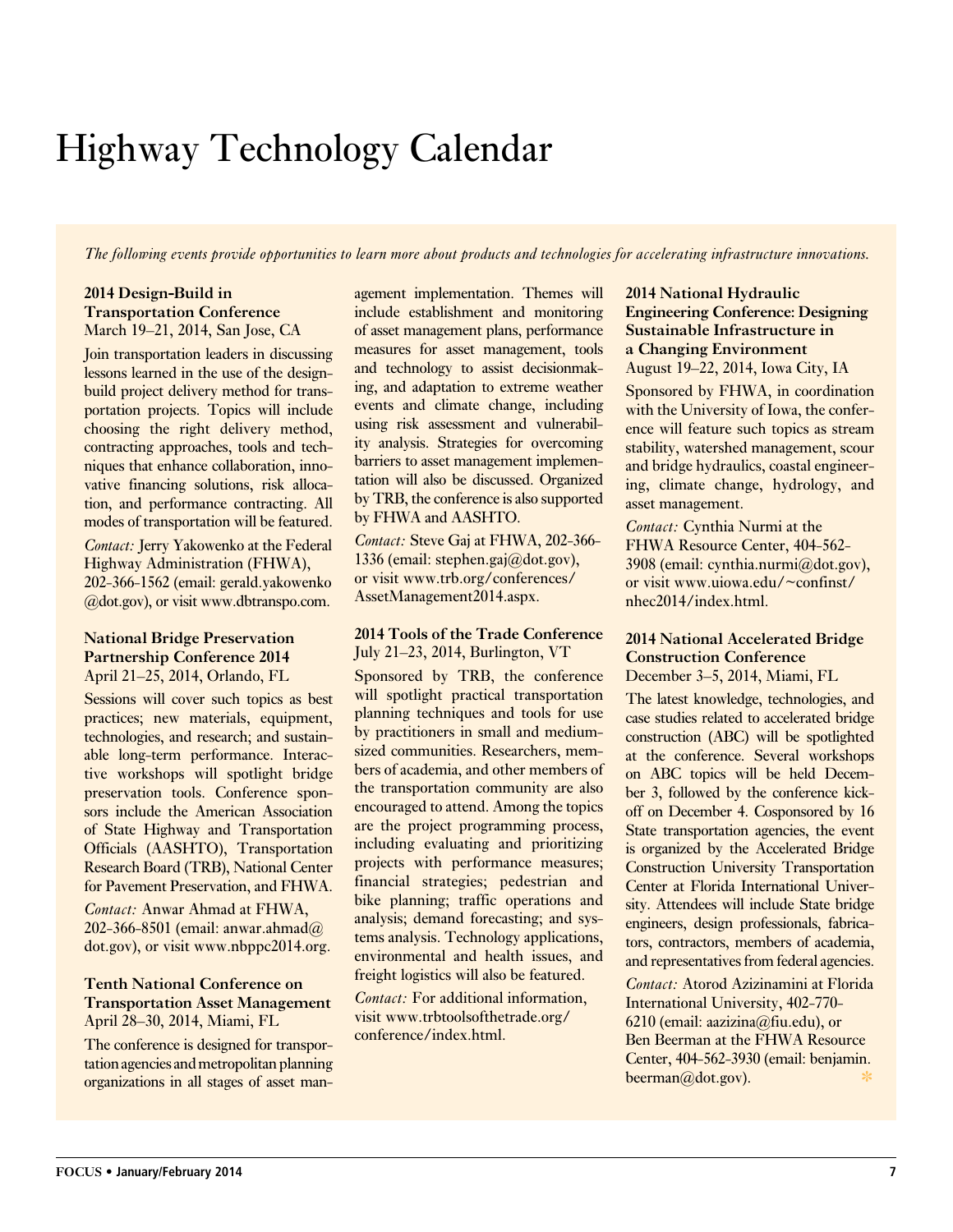# Highway Technology Calendar

*The following events provide opportunities to learn more about products and technologies for accelerating infrastructure innovations.*

**2014 Design-Build in Transportation Conference**
March 19–21, 2014, San Jose, CA

Join transportation leaders in discussing lessons learned in the use of the design-build project delivery method for transportation projects. Topics will include choosing the right delivery method, contracting approaches, tools and techniques that enhance collaboration, innovative financing solutions, risk allocation, and performance contracting. All modes of transportation will be featured.

*Contact:* Jerry Yakowenko at the Federal Highway Administration (FHWA), 202-366-1562 (email: gerald.yakowenko@dot.gov), or visit www.dbtranspo.com.

**National Bridge Preservation Partnership Conference 2014**
April 21–25, 2014, Orlando, FL

Sessions will cover such topics as best practices; new materials, equipment, technologies, and research; and sustainable long-term performance. Interactive workshops will spotlight bridge preservation tools. Conference sponsors include the American Association of State Highway and Transportation Officials (AASHTO), Transportation Research Board (TRB), National Center for Pavement Preservation, and FHWA.

*Contact:* Anwar Ahmad at FHWA, 202-366-8501 (email: anwar.ahmad@dot.gov), or visit www.nbppc2014.org.

**Tenth National Conference on Transportation Asset Management**
April 28–30, 2014, Miami, FL

The conference is designed for transportation agencies and metropolitan planning organizations in all stages of asset management implementation. Themes will include establishment and monitoring of asset management plans, performance measures for asset management, tools and technology to assist decisionmaking, and adaptation to extreme weather events and climate change, including using risk assessment and vulnerability analysis. Strategies for overcoming barriers to asset management implementation will also be discussed. Organized by TRB, the conference is also supported by FHWA and AASHTO.

*Contact:* Steve Gaj at FHWA, 202-366-1336 (email: stephen.gaj@dot.gov), or visit www.trb.org/conferences/AssetManagement2014.aspx.

**2014 Tools of the Trade Conference**
July 21–23, 2014, Burlington, VT

Sponsored by TRB, the conference will spotlight practical transportation planning techniques and tools for use by practitioners in small and medium-sized communities. Researchers, members of academia, and other members of the transportation community are also encouraged to attend. Among the topics are the project programming process, including evaluating and prioritizing projects with performance measures; financial strategies; pedestrian and bike planning; traffic operations and analysis; demand forecasting; and systems analysis. Technology applications, environmental and health issues, and freight logistics will also be featured.

*Contact:* For additional information, visit www.trbtoolsofthetrade.org/conference/index.html.

**2014 National Hydraulic Engineering Conference: Designing Sustainable Infrastructure in a Changing Environment**
August 19–22, 2014, Iowa City, IA

Sponsored by FHWA, in coordination with the University of Iowa, the conference will feature such topics as stream stability, watershed management, scour and bridge hydraulics, coastal engineering, climate change, hydrology, and asset management.

*Contact:* Cynthia Nurmi at the FHWA Resource Center, 404-562-3908 (email: cynthia.nurmi@dot.gov), or visit www.uiowa.edu/~confinst/nhec2014/index.html.

**2014 National Accelerated Bridge Construction Conference**
December 3–5, 2014, Miami, FL

The latest knowledge, technologies, and case studies related to accelerated bridge construction (ABC) will be spotlighted at the conference. Several workshops on ABC topics will be held December 3, followed by the conference kick-off on December 4. Cosponsored by 16 State transportation agencies, the event is organized by the Accelerated Bridge Construction University Transportation Center at Florida International University. Attendees will include State bridge engineers, design professionals, fabricators, contractors, members of academia, and representatives from federal agencies.

*Contact:* Atorod Azizinamini at Florida International University, 402-770-6210 (email: aazizina@fiu.edu), or Ben Beerman at the FHWA Resource Center, 404-562-3930 (email: benjamin.beerman@dot.gov).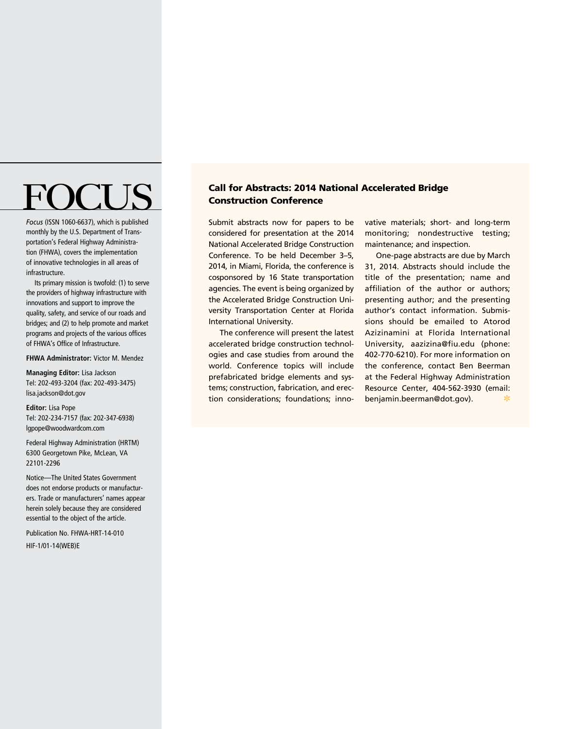## Call for Abstracts: 2014 National Accelerated Bridge Construction Conference

Submit abstracts now for papers to be considered for presentation at the 2014 National Accelerated Bridge Construction Conference. To be held December 3–5, 2014, in Miami, Florida, the conference is cosponsored by 16 State transportation agencies. The event is being organized by the Accelerated Bridge Construction University Transportation Center at Florida International University.

The conference will present the latest accelerated bridge construction technologies and case studies from around the world. Conference topics will include prefabricated bridge elements and systems; construction, fabrication, and erection considerations; foundations; innovative materials; short- and long-term monitoring; nondestructive testing; maintenance; and inspection.

One-page abstracts are due by March 31, 2014. Abstracts should include the title of the presentation; name and affiliation of the author or authors; presenting author; and the presenting author's contact information. Submissions should be emailed to Atorod Azizinamini at Florida International University, aazizina@fiu.edu (phone: 402-770-6210). For more information on the conference, contact Ben Beerman at the Federal Highway Administration Resource Center, 404-562-3930 (email: benjamin.beerman@dot.gov).

# FOCUS

*Focus* (ISSN 1060-6637), which is published monthly by the U.S. Department of Transportation's Federal Highway Administration (FHWA), covers the implementation of innovative technologies in all areas of infrastructure.

Its primary mission is twofold: (1) to serve the providers of highway infrastructure with innovations and support to improve the quality, safety, and service of our roads and bridges; and (2) to help promote and market programs and projects of the various offices of FHWA's Office of Infrastructure.

**FHWA Administrator:** Victor M. Mendez

**Managing Editor:** Lisa Jackson
Tel: 202-493-3204 (fax: 202-493-3475)
lisa.jackson@dot.gov

**Editor:** Lisa Pope
Tel: 202-234-7157 (fax: 202-347-6938)
lgpope@woodwardcom.com

Federal Highway Administration (HRTM)
6300 Georgetown Pike, McLean, VA 22101-2296

Notice—The United States Government does not endorse products or manufacturers. Trade or manufacturers' names appear herein solely because they are considered essential to the object of the article.

Publication No. FHWA-HRT-14-010
HIF-1/01-14(WEB)E